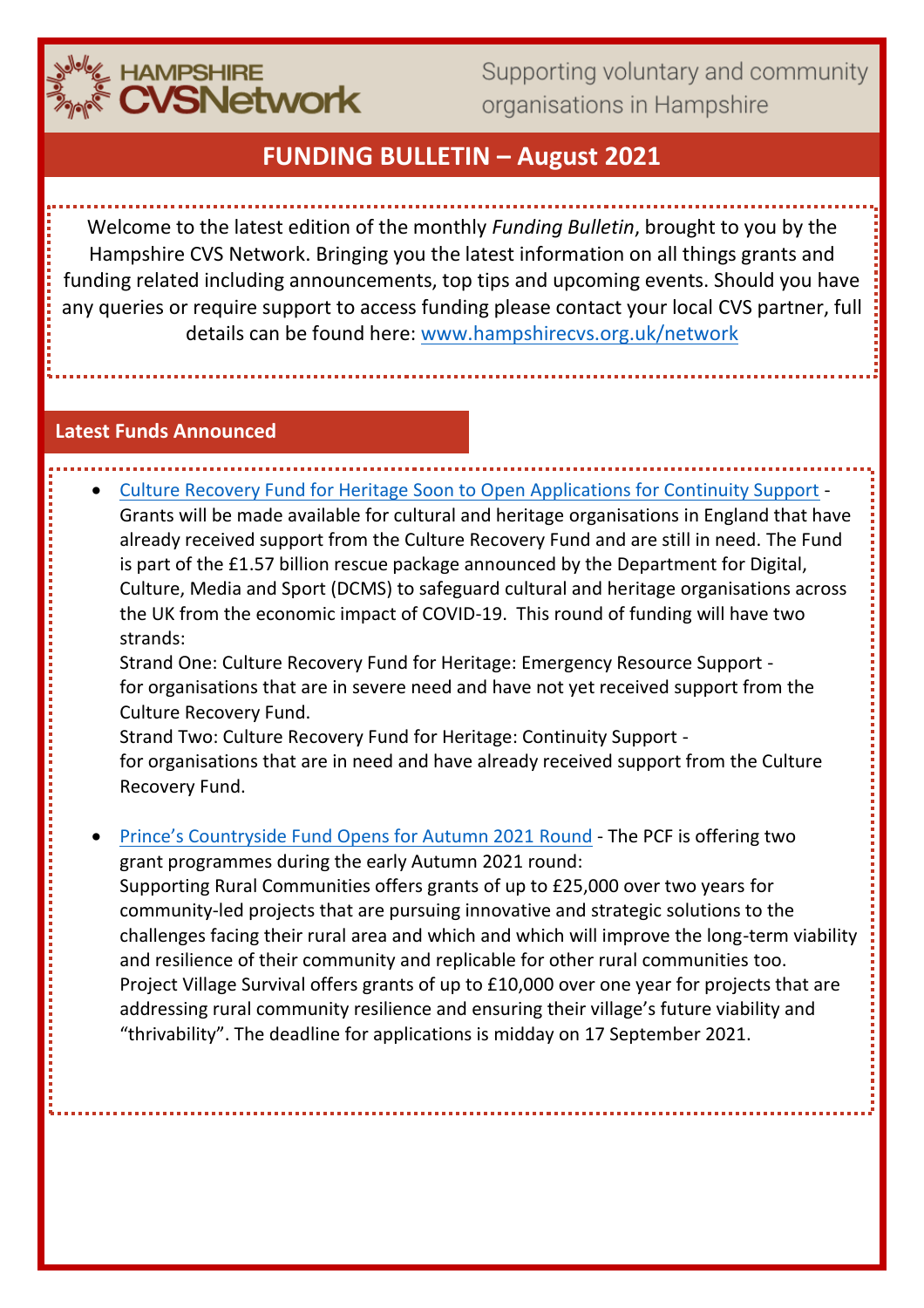HAMPSHIRE CVSNetwork

Supporting voluntary and community organisations in Hampshire

# FUNDING BULLETIN – August 2021

Welcome to the latest edition of the monthly *Funding Bulletin*, brought to you by the Hampshire CVS Network. Bringing you the latest information on all things grants and funding related including announcements, top tips and upcoming events. Should you have any queries or require support to access funding please contact your local CVS partner, full details can be found here: www.hampshirecvs.org.uk/network

## Latest Funds Announced

- Culture Recovery Fund for Heritage Soon to Open Applications for Continuity Support - Grants will be made available for cultural and heritage organisations in England that have already received support from the Culture Recovery Fund and are still in need. The Fund is part of the £1.57 billion rescue package announced by the Department for Digital, Culture, Media and Sport (DCMS) to safeguard cultural and heritage organisations across the UK from the economic impact of COVID-19. This round of funding will have two strands:
  Strand One: Culture Recovery Fund for Heritage: Emergency Resource Support - for organisations that are in severe need and have not yet received support from the Culture Recovery Fund.
  Strand Two: Culture Recovery Fund for Heritage: Continuity Support - for organisations that are in need and have already received support from the Culture Recovery Fund.

- Prince's Countryside Fund Opens for Autumn 2021 Round - The PCF is offering two grant programmes during the early Autumn 2021 round:
  Supporting Rural Communities offers grants of up to £25,000 over two years for community-led projects that are pursuing innovative and strategic solutions to the challenges facing their rural area and which and which will improve the long-term viability and resilience of their community and replicable for other rural communities too.
  Project Village Survival offers grants of up to £10,000 over one year for projects that are addressing rural community resilience and ensuring their village's future viability and "thrivability". The deadline for applications is midday on 17 September 2021.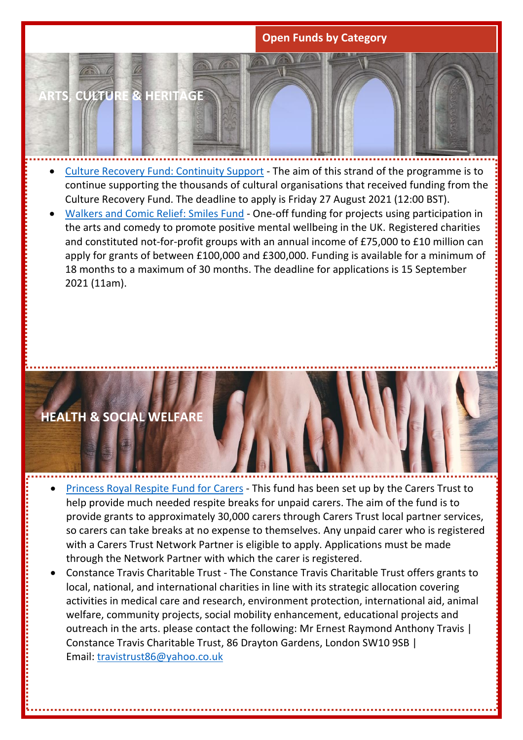## Open Funds by Category

### ARTS, CULTURE & HERITAGE

- Culture Recovery Fund: Continuity Support - The aim of this strand of the programme is to continue supporting the thousands of cultural organisations that received funding from the Culture Recovery Fund. The deadline to apply is Friday 27 August 2021 (12:00 BST).
- Walkers and Comic Relief: Smiles Fund - One-off funding for projects using participation in the arts and comedy to promote positive mental wellbeing in the UK. Registered charities and constituted not-for-profit groups with an annual income of £75,000 to £10 million can apply for grants of between £100,000 and £300,000. Funding is available for a minimum of 18 months to a maximum of 30 months. The deadline for applications is 15 September 2021 (11am).

### HEALTH & SOCIAL WELFARE

- Princess Royal Respite Fund for Carers - This fund has been set up by the Carers Trust to help provide much needed respite breaks for unpaid carers. The aim of the fund is to provide grants to approximately 30,000 carers through Carers Trust local partner services, so carers can take breaks at no expense to themselves. Any unpaid carer who is registered with a Carers Trust Network Partner is eligible to apply. Applications must be made through the Network Partner with which the carer is registered.
- Constance Travis Charitable Trust - The Constance Travis Charitable Trust offers grants to local, national, and international charities in line with its strategic allocation covering activities in medical care and research, environment protection, international aid, animal welfare, community projects, social mobility enhancement, educational projects and outreach in the arts. please contact the following: Mr Ernest Raymond Anthony Travis | Constance Travis Charitable Trust, 86 Drayton Gardens, London SW10 9SB | Email: travistrust86@yahoo.co.uk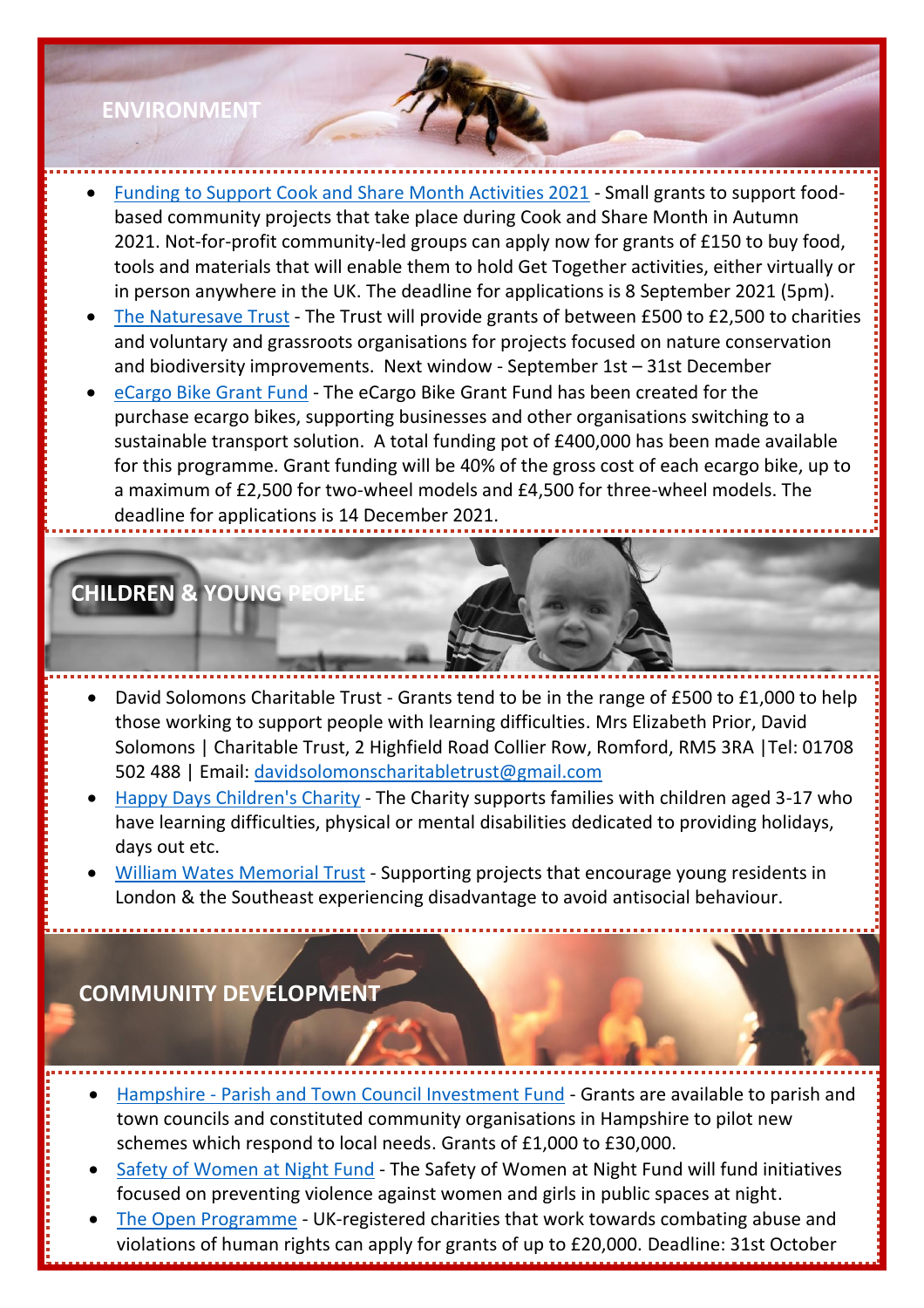## ENVIRONMENT

- Funding to Support Cook and Share Month Activities 2021 - Small grants to support food-based community projects that take place during Cook and Share Month in Autumn 2021. Not-for-profit community-led groups can apply now for grants of £150 to buy food, tools and materials that will enable them to hold Get Together activities, either virtually or in person anywhere in the UK. The deadline for applications is 8 September 2021 (5pm).
- The Naturesave Trust - The Trust will provide grants of between £500 to £2,500 to charities and voluntary and grassroots organisations for projects focused on nature conservation and biodiversity improvements. Next window - September 1st – 31st December
- eCargo Bike Grant Fund - The eCargo Bike Grant Fund has been created for the purchase ecargo bikes, supporting businesses and other organisations switching to a sustainable transport solution. A total funding pot of £400,000 has been made available for this programme. Grant funding will be 40% of the gross cost of each ecargo bike, up to a maximum of £2,500 for two-wheel models and £4,500 for three-wheel models. The deadline for applications is 14 December 2021.

## CHILDREN & YOUNG PEOPLE

- David Solomons Charitable Trust - Grants tend to be in the range of £500 to £1,000 to help those working to support people with learning difficulties. Mrs Elizabeth Prior, David Solomons | Charitable Trust, 2 Highfield Road Collier Row, Romford, RM5 3RA |Tel: 01708 502 488 | Email: davidsolomonscharitabletrust@gmail.com
- Happy Days Children's Charity - The Charity supports families with children aged 3-17 who have learning difficulties, physical or mental disabilities dedicated to providing holidays, days out etc.
- William Wates Memorial Trust - Supporting projects that encourage young residents in London & the Southeast experiencing disadvantage to avoid antisocial behaviour.

## COMMUNITY DEVELOPMENT

- Hampshire - Parish and Town Council Investment Fund - Grants are available to parish and town councils and constituted community organisations in Hampshire to pilot new schemes which respond to local needs. Grants of £1,000 to £30,000.
- Safety of Women at Night Fund - The Safety of Women at Night Fund will fund initiatives focused on preventing violence against women and girls in public spaces at night.
- The Open Programme - UK-registered charities that work towards combating abuse and violations of human rights can apply for grants of up to £20,000. Deadline: 31st October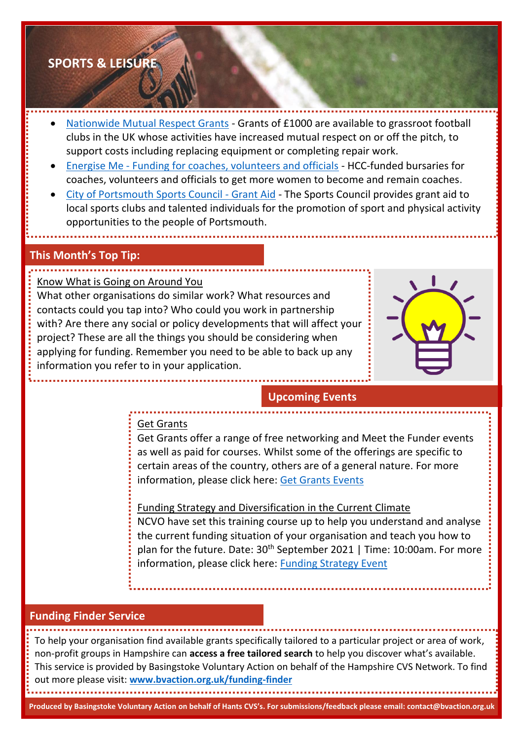## SPORTS & LEISURE

- Nationwide Mutual Respect Grants - Grants of £1000 are available to grassroot football clubs in the UK whose activities have increased mutual respect on or off the pitch, to support costs including replacing equipment or completing repair work.
- Energise Me - Funding for coaches, volunteers and officials - HCC-funded bursaries for coaches, volunteers and officials to get more women to become and remain coaches.
- City of Portsmouth Sports Council - Grant Aid - The Sports Council provides grant aid to local sports clubs and talented individuals for the promotion of sport and physical activity opportunities to the people of Portsmouth.

## This Month's Top Tip:

Know What is Going on Around You

What other organisations do similar work? What resources and contacts could you tap into? Who could you work in partnership with? Are there any social or policy developments that will affect your project? These are all the things you should be considering when applying for funding. Remember you need to be able to back up any information you refer to in your application.

## Upcoming Events

Get Grants

Get Grants offer a range of free networking and Meet the Funder events as well as paid for courses. Whilst some of the offerings are specific to certain areas of the country, others are of a general nature. For more information, please click here: Get Grants Events

Funding Strategy and Diversification in the Current Climate

NCVO have set this training course up to help you understand and analyse the current funding situation of your organisation and teach you how to plan for the future. Date: 30th September 2021 | Time: 10:00am. For more information, please click here: Funding Strategy Event

## Funding Finder Service

To help your organisation find available grants specifically tailored to a particular project or area of work, non-profit groups in Hampshire can **access a free tailored search** to help you discover what's available. This service is provided by Basingstoke Voluntary Action on behalf of the Hampshire CVS Network. To find out more please visit: **www.bvaction.org.uk/funding-finder**

**Produced by Basingstoke Voluntary Action on behalf of Hants CVS's. For submissions/feedback please email: contact@bvaction.org.uk**